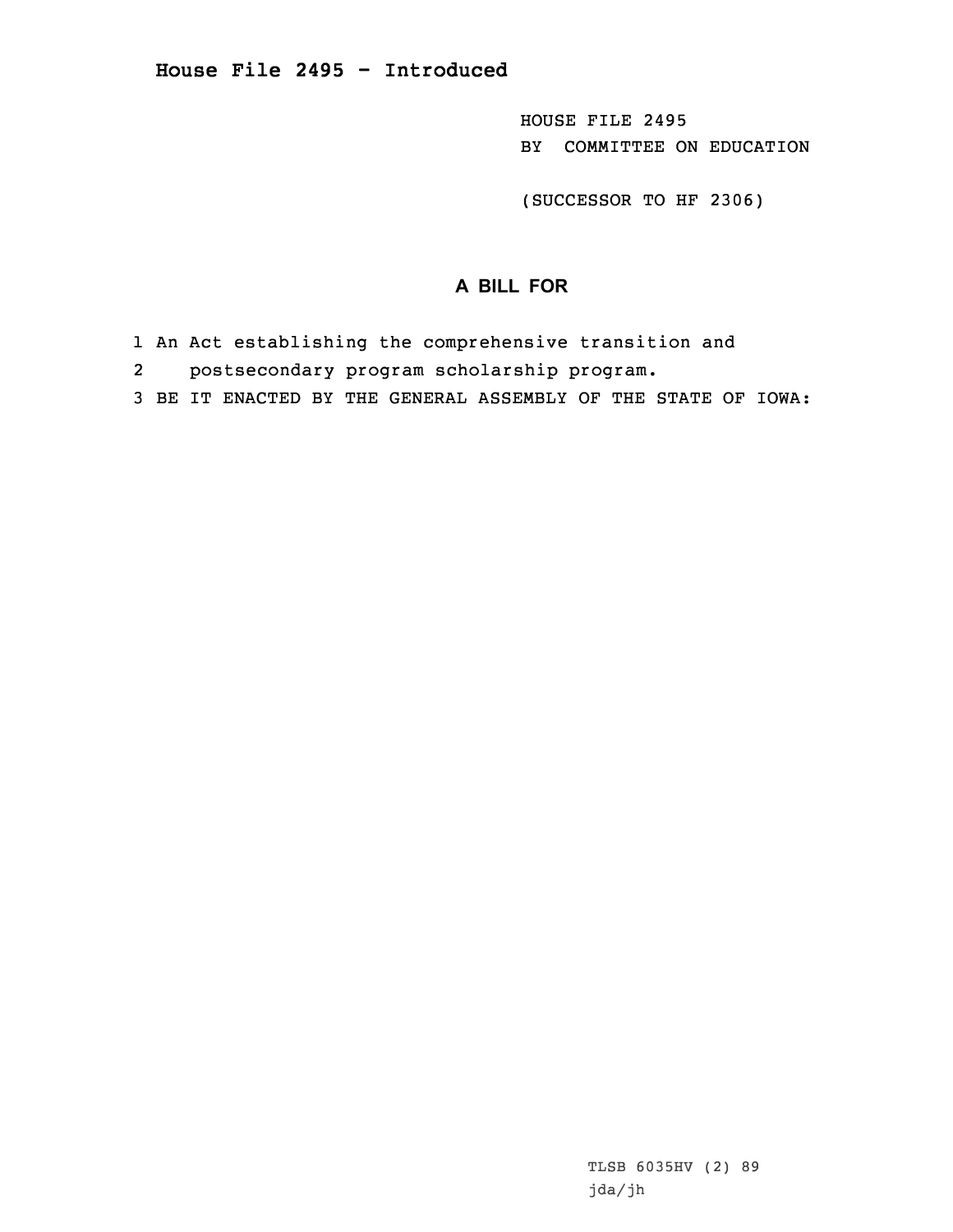# House File 2495 - Introduced

HOUSE FILE 2495
BY COMMITTEE ON EDUCATION

(SUCCESSOR TO HF 2306)

## A BILL FOR

1 An Act establishing the comprehensive transition and
2 postsecondary program scholarship program.
3 BE IT ENACTED BY THE GENERAL ASSEMBLY OF THE STATE OF IOWA:

TLSB 6035HV (2) 89
jda/jh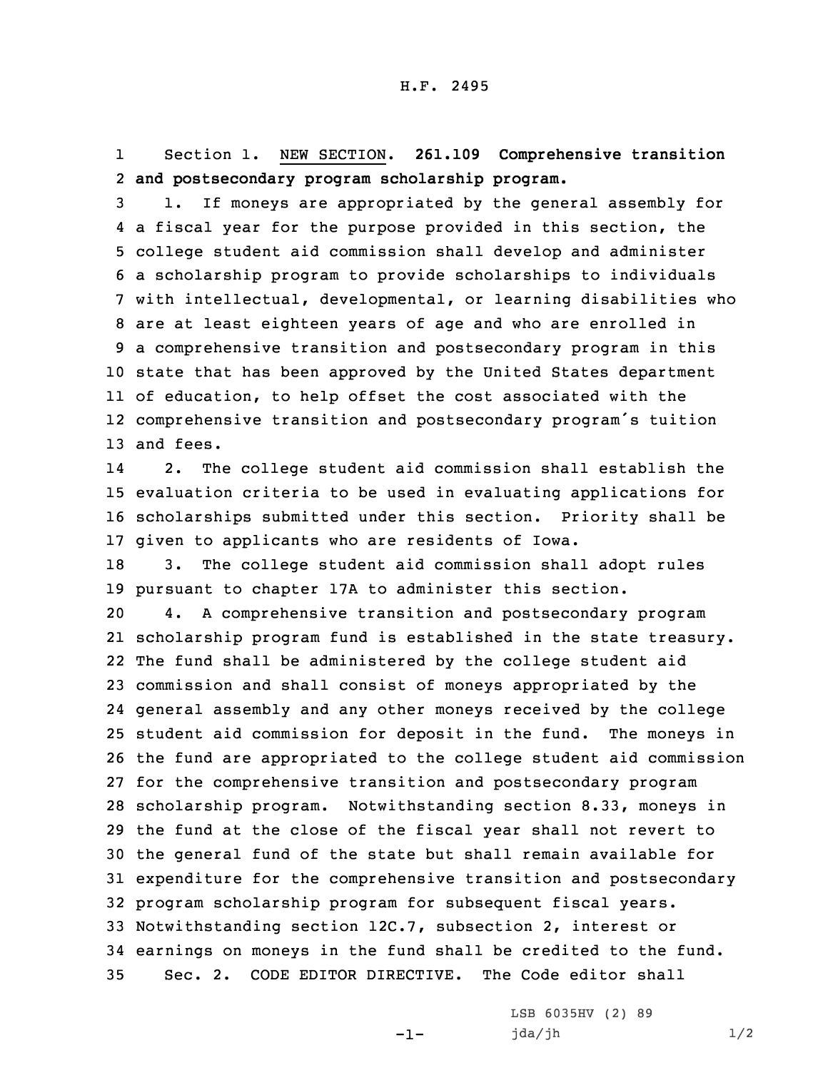H.F. 2495

Section 1. NEW SECTION. **261.109 Comprehensive transition and postsecondary program scholarship program.**

1. If moneys are appropriated by the general assembly for a fiscal year for the purpose provided in this section, the college student aid commission shall develop and administer a scholarship program to provide scholarships to individuals with intellectual, developmental, or learning disabilities who are at least eighteen years of age and who are enrolled in a comprehensive transition and postsecondary program in this state that has been approved by the United States department of education, to help offset the cost associated with the comprehensive transition and postsecondary program's tuition and fees.

2. The college student aid commission shall establish the evaluation criteria to be used in evaluating applications for scholarships submitted under this section. Priority shall be given to applicants who are residents of Iowa.

3. The college student aid commission shall adopt rules pursuant to chapter 17A to administer this section.

4. A comprehensive transition and postsecondary program scholarship program fund is established in the state treasury. The fund shall be administered by the college student aid commission and shall consist of moneys appropriated by the general assembly and any other moneys received by the college student aid commission for deposit in the fund. The moneys in the fund are appropriated to the college student aid commission for the comprehensive transition and postsecondary program scholarship program. Notwithstanding section 8.33, moneys in the fund at the close of the fiscal year shall not revert to the general fund of the state but shall remain available for expenditure for the comprehensive transition and postsecondary program scholarship program for subsequent fiscal years. Notwithstanding section 12C.7, subsection 2, interest or earnings on moneys in the fund shall be credited to the fund.

Sec. 2. CODE EDITOR DIRECTIVE. The Code editor shall

LSB 6035HV (2) 89
jda/jh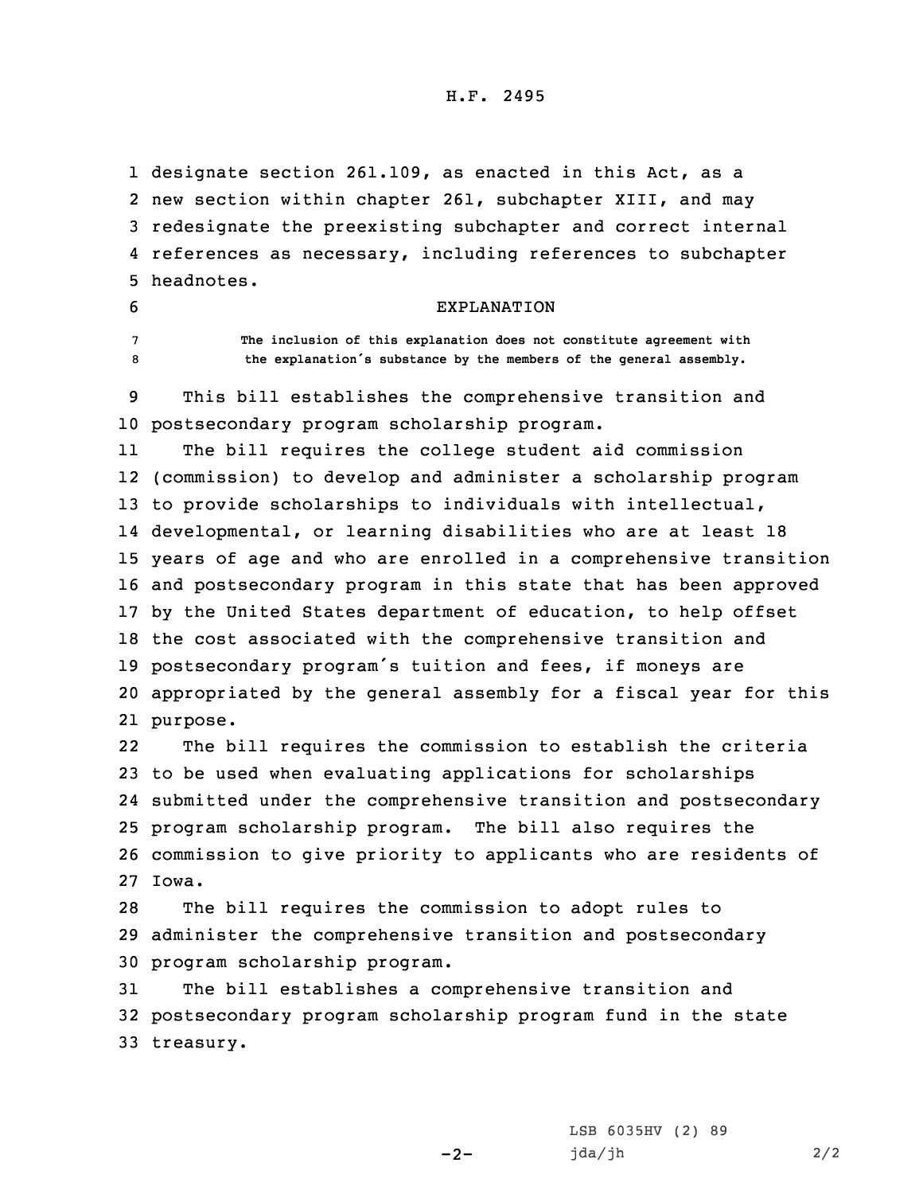designate section 261.109, as enacted in this Act, as a new section within chapter 261, subchapter XIII, and may redesignate the preexisting subchapter and correct internal references as necessary, including references to subchapter headnotes.

## EXPLANATION

The inclusion of this explanation does not constitute agreement with the explanation's substance by the members of the general assembly.

This bill establishes the comprehensive transition and postsecondary program scholarship program.

The bill requires the college student aid commission (commission) to develop and administer a scholarship program to provide scholarships to individuals with intellectual, developmental, or learning disabilities who are at least 18 years of age and who are enrolled in a comprehensive transition and postsecondary program in this state that has been approved by the United States department of education, to help offset the cost associated with the comprehensive transition and postsecondary program's tuition and fees, if moneys are appropriated by the general assembly for a fiscal year for this purpose.

The bill requires the commission to establish the criteria to be used when evaluating applications for scholarships submitted under the comprehensive transition and postsecondary program scholarship program. The bill also requires the commission to give priority to applicants who are residents of Iowa.

The bill requires the commission to adopt rules to administer the comprehensive transition and postsecondary program scholarship program.

The bill establishes a comprehensive transition and postsecondary program scholarship program fund in the state treasury.

LSB 6035HV (2) 89
jda/jh